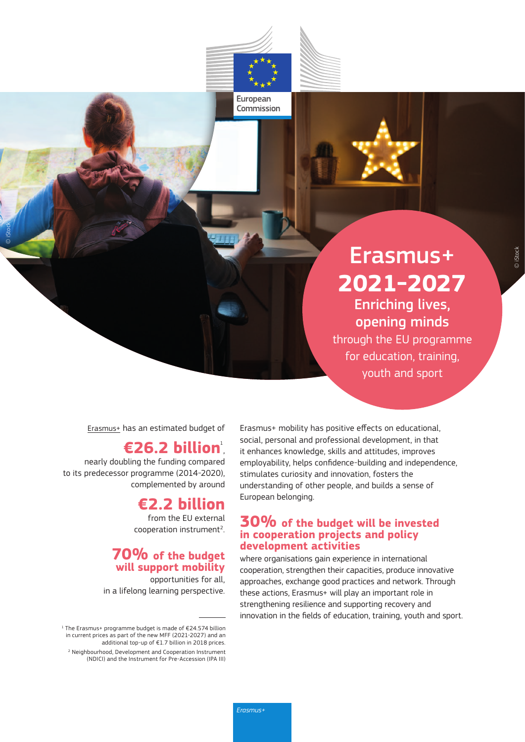European Commission

# Erasmus+ 2021-2027

## Enriching lives, opening minds

through the EU programme for education, training, youth and sport

Erasmus+ has an estimated budget of

**€26.2 billion**[1],

nearly doubling the funding compared to its predecessor programme (2014-2020), complemented by around

**€2.2 billion**

from the EU external cooperation instrument[2].

**70% of the budget will support mobility**

opportunities for all, in a lifelong learning perspective.

Erasmus+ mobility has positive effects on educational, social, personal and professional development, in that it enhances knowledge, skills and attitudes, improves employability, helps confidence-building and independence, stimulates curiosity and innovation, fosters the understanding of other people, and builds a sense of European belonging.

**30% of the budget will be invested in cooperation projects and policy development activities**

where organisations gain experience in international cooperation, strengthen their capacities, produce innovative approaches, exchange good practices and network. Through these actions, Erasmus+ will play an important role in strengthening resilience and supporting recovery and innovation in the fields of education, training, youth and sport.

---

[1] The Erasmus+ programme budget is made of €24.574 billion in current prices as part of the new MFF (2021-2027) and an additional top-up of €1.7 billion in 2018 prices.

[2] Neighbourhood, Development and Cooperation Instrument (NDICI) and the Instrument for Pre-Accession (IPA III)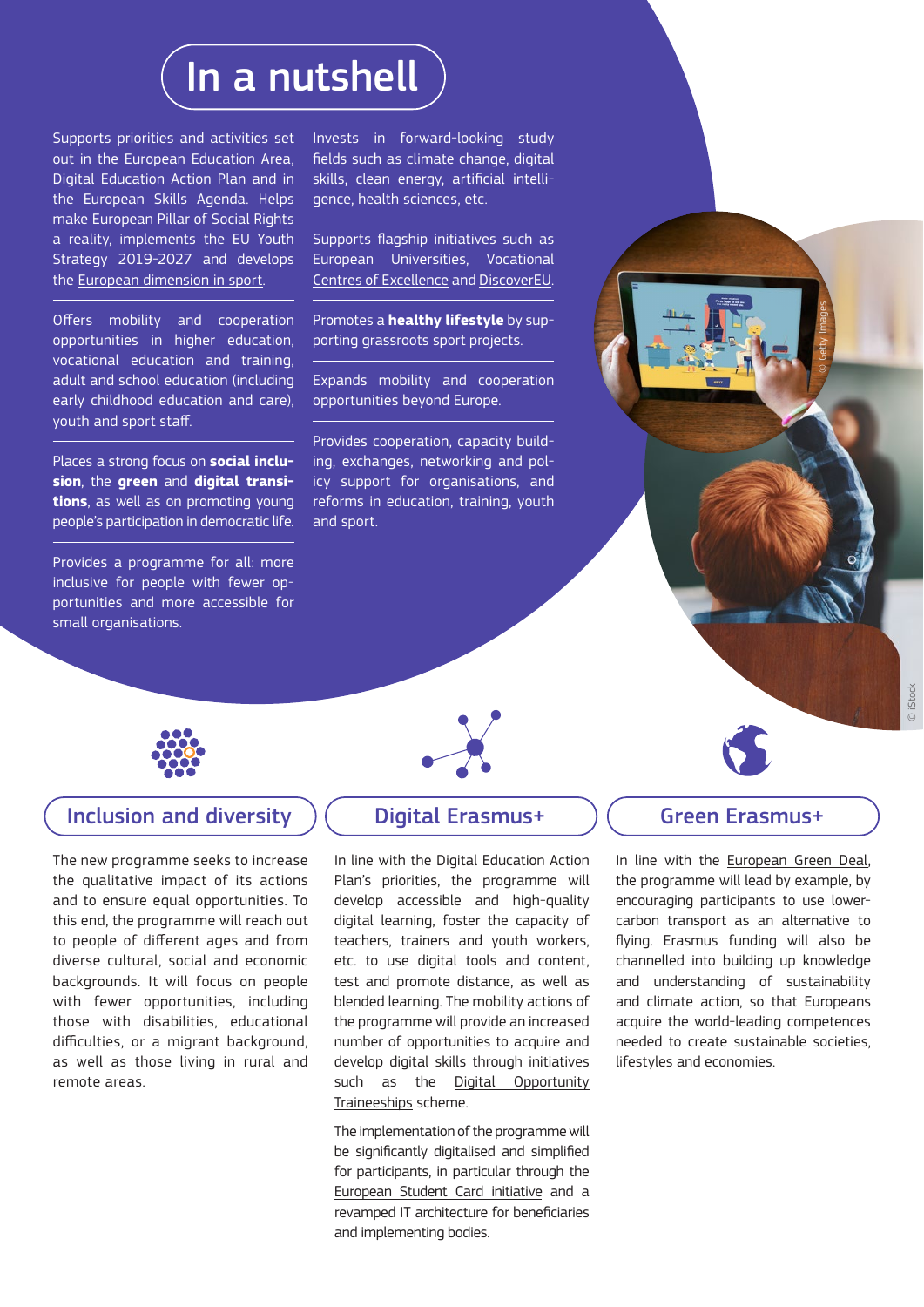# In a nutshell

Supports priorities and activities set out in the European Education Area, Digital Education Action Plan and in the European Skills Agenda. Helps make European Pillar of Social Rights a reality, implements the EU Youth Strategy 2019-2027 and develops the European dimension in sport.

Offers mobility and cooperation opportunities in higher education, vocational education and training, adult and school education (including early childhood education and care), youth and sport staff.

Places a strong focus on **social inclusion**, the **green** and **digital transitions**, as well as on promoting young people's participation in democratic life.

Provides a programme for all: more inclusive for people with fewer opportunities and more accessible for small organisations.

Invests in forward-looking study fields such as climate change, digital skills, clean energy, artificial intelligence, health sciences, etc.

Supports flagship initiatives such as European Universities, Vocational Centres of Excellence and DiscoverEU.

Promotes a **healthy lifestyle** by supporting grassroots sport projects.

Expands mobility and cooperation opportunities beyond Europe.

Provides cooperation, capacity building, exchanges, networking and policy support for organisations, and reforms in education, training, youth and sport.

## Inclusion and diversity

The new programme seeks to increase the qualitative impact of its actions and to ensure equal opportunities. To this end, the programme will reach out to people of different ages and from diverse cultural, social and economic backgrounds. It will focus on people with fewer opportunities, including those with disabilities, educational difficulties, or a migrant background, as well as those living in rural and remote areas.

## Digital Erasmus+

In line with the Digital Education Action Plan's priorities, the programme will develop accessible and high-quality digital learning, foster the capacity of teachers, trainers and youth workers, etc. to use digital tools and content, test and promote distance, as well as blended learning. The mobility actions of the programme will provide an increased number of opportunities to acquire and develop digital skills through initiatives such as the Digital Opportunity Traineeships scheme.

The implementation of the programme will be significantly digitalised and simplified for participants, in particular through the European Student Card initiative and a revamped IT architecture for beneficiaries and implementing bodies.

## Green Erasmus+

In line with the European Green Deal, the programme will lead by example, by encouraging participants to use lower-carbon transport as an alternative to flying. Erasmus funding will also be channelled into building up knowledge and understanding of sustainability and climate action, so that Europeans acquire the world-leading competences needed to create sustainable societies, lifestyles and economies.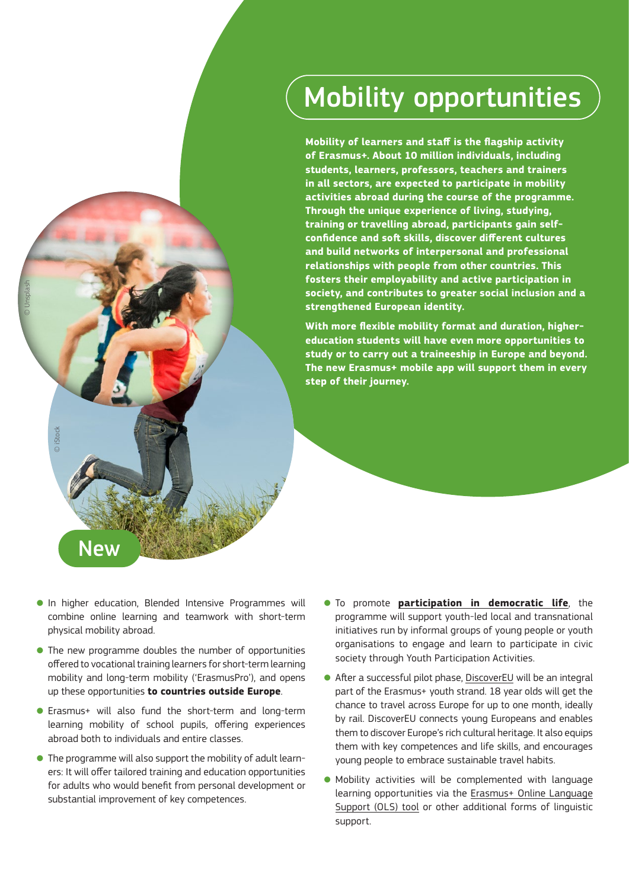# Mobility opportunities

**Mobility of learners and staff is the flagship activity of Erasmus+. About 10 million individuals, including students, learners, professors, teachers and trainers in all sectors, are expected to participate in mobility activities abroad during the course of the programme. Through the unique experience of living, studying, training or travelling abroad, participants gain self-confidence and soft skills, discover different cultures and build networks of interpersonal and professional relationships with people from other countries. This fosters their employability and active participation in society, and contributes to greater social inclusion and a strengthened European identity.**

**With more flexible mobility format and duration, higher-education students will have even more opportunities to study or to carry out a traineeship in Europe and beyond. The new Erasmus+ mobile app will support them in every step of their journey.**

© Unsplash

© iStock

## New

- In higher education, Blended Intensive Programmes will combine online learning and teamwork with short-term physical mobility abroad.
- The new programme doubles the number of opportunities offered to vocational training learners for short-term learning mobility and long-term mobility ('ErasmusPro'), and opens up these opportunities **to countries outside Europe**.
- Erasmus+ will also fund the short-term and long-term learning mobility of school pupils, offering experiences abroad both to individuals and entire classes.
- The programme will also support the mobility of adult learners: It will offer tailored training and education opportunities for adults who would benefit from personal development or substantial improvement of key competences.
- To promote **participation in democratic life**, the programme will support youth-led local and transnational initiatives run by informal groups of young people or youth organisations to engage and learn to participate in civic society through Youth Participation Activities.
- After a successful pilot phase, DiscoverEU will be an integral part of the Erasmus+ youth strand. 18 year olds will get the chance to travel across Europe for up to one month, ideally by rail. DiscoverEU connects young Europeans and enables them to discover Europe's rich cultural heritage. It also equips them with key competences and life skills, and encourages young people to embrace sustainable travel habits.
- Mobility activities will be complemented with language learning opportunities via the Erasmus+ Online Language Support (OLS) tool or other additional forms of linguistic support.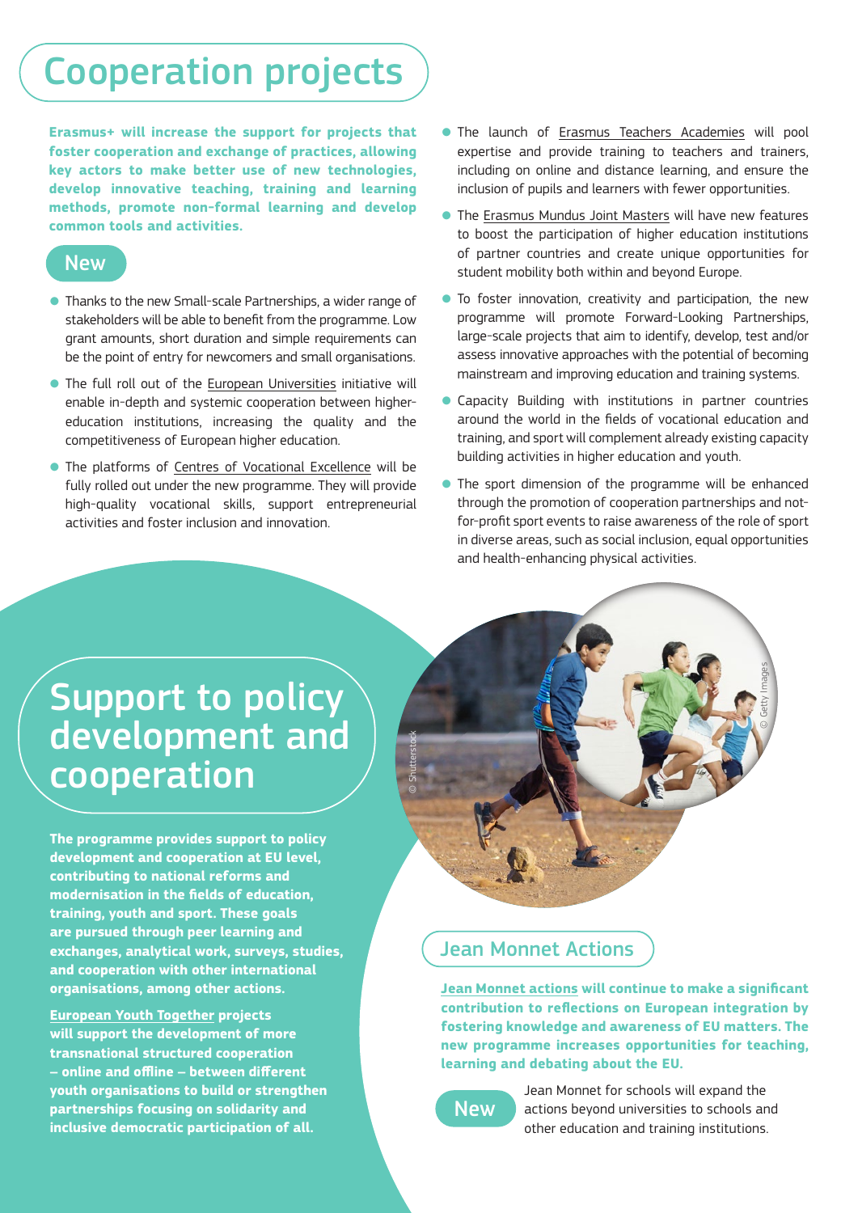# Cooperation projects

**Erasmus+ will increase the support for projects that foster cooperation and exchange of practices, allowing key actors to make better use of new technologies, develop innovative teaching, training and learning methods, promote non-formal learning and develop common tools and activities.**

## New

- Thanks to the new Small-scale Partnerships, a wider range of stakeholders will be able to benefit from the programme. Low grant amounts, short duration and simple requirements can be the point of entry for newcomers and small organisations.
- The full roll out of the European Universities initiative will enable in-depth and systemic cooperation between higher-education institutions, increasing the quality and the competitiveness of European higher education.
- The platforms of Centres of Vocational Excellence will be fully rolled out under the new programme. They will provide high-quality vocational skills, support entrepreneurial activities and foster inclusion and innovation.
- The launch of Erasmus Teachers Academies will pool expertise and provide training to teachers and trainers, including on online and distance learning, and ensure the inclusion of pupils and learners with fewer opportunities.
- The Erasmus Mundus Joint Masters will have new features to boost the participation of higher education institutions of partner countries and create unique opportunities for student mobility both within and beyond Europe.
- To foster innovation, creativity and participation, the new programme will promote Forward-Looking Partnerships, large-scale projects that aim to identify, develop, test and/or assess innovative approaches with the potential of becoming mainstream and improving education and training systems.
- Capacity Building with institutions in partner countries around the world in the fields of vocational education and training, and sport will complement already existing capacity building activities in higher education and youth.
- The sport dimension of the programme will be enhanced through the promotion of cooperation partnerships and not-for-profit sport events to raise awareness of the role of sport in diverse areas, such as social inclusion, equal opportunities and health-enhancing physical activities.

# Support to policy development and cooperation

**The programme provides support to policy development and cooperation at EU level, contributing to national reforms and modernisation in the fields of education, training, youth and sport. These goals are pursued through peer learning and exchanges, analytical work, surveys, studies, and cooperation with other international organisations, among other actions.**

**European Youth Together projects will support the development of more transnational structured cooperation – online and offline – between different youth organisations to build or strengthen partnerships focusing on solidarity and inclusive democratic participation of all.**

## Jean Monnet Actions

**Jean Monnet actions will continue to make a significant contribution to reflections on European integration by fostering knowledge and awareness of EU matters. The new programme increases opportunities for teaching, learning and debating about the EU.**

**New**

Jean Monnet for schools will expand the actions beyond universities to schools and other education and training institutions.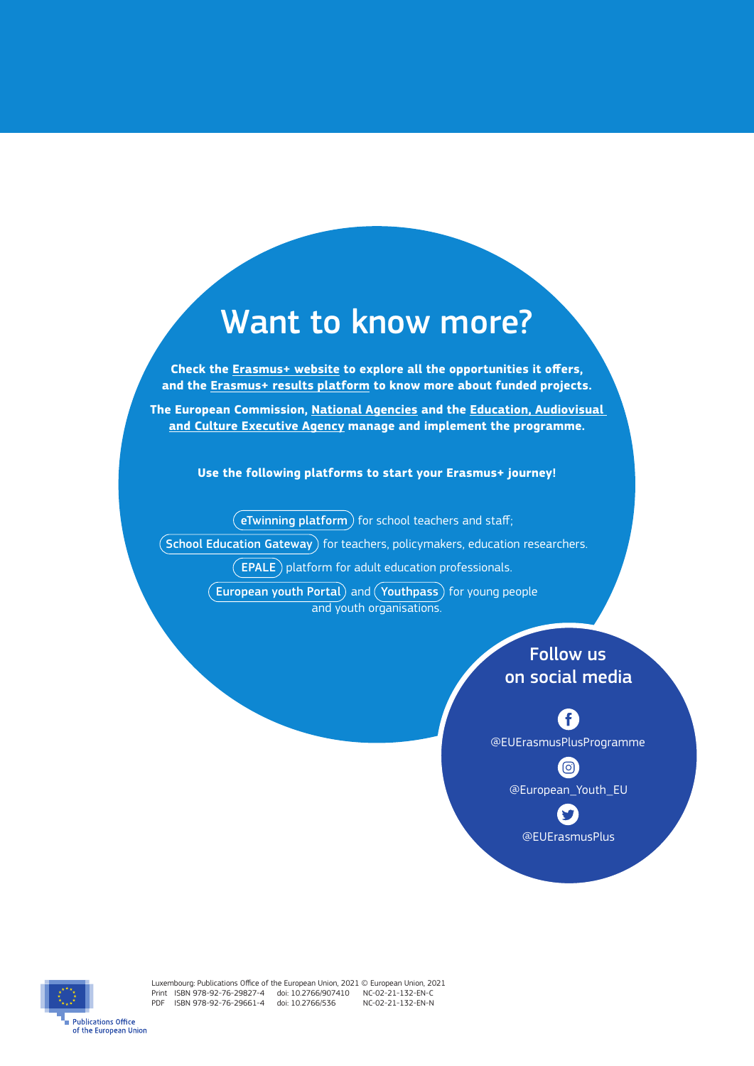# Want to know more?

**Check the Erasmus+ website to explore all the opportunities it offers, and the Erasmus+ results platform to know more about funded projects.**

**The European Commission, National Agencies and the Education, Audiovisual and Culture Executive Agency manage and implement the programme.**

**Use the following platforms to start your Erasmus+ journey!**

**eTwinning platform** for school teachers and staff;

**School Education Gateway** for teachers, policymakers, education researchers.

**EPALE** platform for adult education professionals.

**European youth Portal** and **Youthpass** for young people and youth organisations.

## Follow us on social media

@EUErasmusPlusProgramme

@European_Youth_EU

@EUErasmusPlus

Luxembourg: Publications Office of the European Union, 2021 © European Union, 2021

| | | | |
|---|---|---|---|
| Print | ISBN 978-92-76-29827-4 | doi: 10.2766/907410 | NC-02-21-132-EN-C |
| PDF | ISBN 978-92-76-29661-4 | doi: 10.2766/536 | NC-02-21-132-EN-N |

Publications Office of the European Union